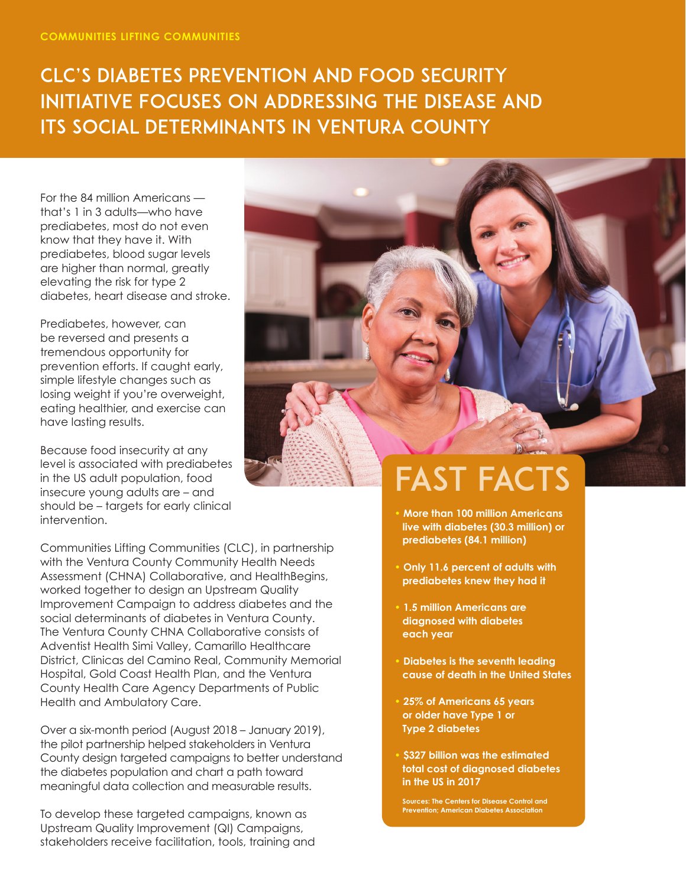COMMUNITIES LIFTING COMMUNITIES

# CLC'S DIABETES PREVENTION AND FOOD SECURITY INITIATIVE FOCUSES ON ADDRESSING THE DISEASE AND ITS SOCIAL DETERMINANTS IN VENTURA COUNTY

For the 84 million Americans — that's 1 in 3 adults—who have prediabetes, most do not even know that they have it. With prediabetes, blood sugar levels are higher than normal, greatly elevating the risk for type 2 diabetes, heart disease and stroke.

Prediabetes, however, can be reversed and presents a tremendous opportunity for prevention efforts. If caught early, simple lifestyle changes such as losing weight if you're overweight, eating healthier, and exercise can have lasting results.

Because food insecurity at any level is associated with prediabetes in the US adult population, food insecure young adults are – and should be – targets for early clinical intervention.

Communities Lifting Communities (CLC), in partnership with the Ventura County Community Health Needs Assessment (CHNA) Collaborative, and HealthBegins, worked together to design an Upstream Quality Improvement Campaign to address diabetes and the social determinants of diabetes in Ventura County. The Ventura County CHNA Collaborative consists of Adventist Health Simi Valley, Camarillo Healthcare District, Clinicas del Camino Real, Community Memorial Hospital, Gold Coast Health Plan, and the Ventura County Health Care Agency Departments of Public Health and Ambulatory Care.

Over a six-month period (August 2018 – January 2019), the pilot partnership helped stakeholders in Ventura County design targeted campaigns to better understand the diabetes population and chart a path toward meaningful data collection and measurable results.

To develop these targeted campaigns, known as Upstream Quality Improvement (QI) Campaigns, stakeholders receive facilitation, tools, training and

## FAST FACTS

- **More than 100 million Americans live with diabetes (30.3 million) or prediabetes (84.1 million)**
- **Only 11.6 percent of adults with prediabetes knew they had it**
- **1.5 million Americans are diagnosed with diabetes each year**
- **Diabetes is the seventh leading cause of death in the United States**
- **25% of Americans 65 years or older have Type 1 or Type 2 diabetes**
- **$327 billion was the estimated total cost of diagnosed diabetes in the US in 2017**

Sources: The Centers for Disease Control and Prevention; American Diabetes Association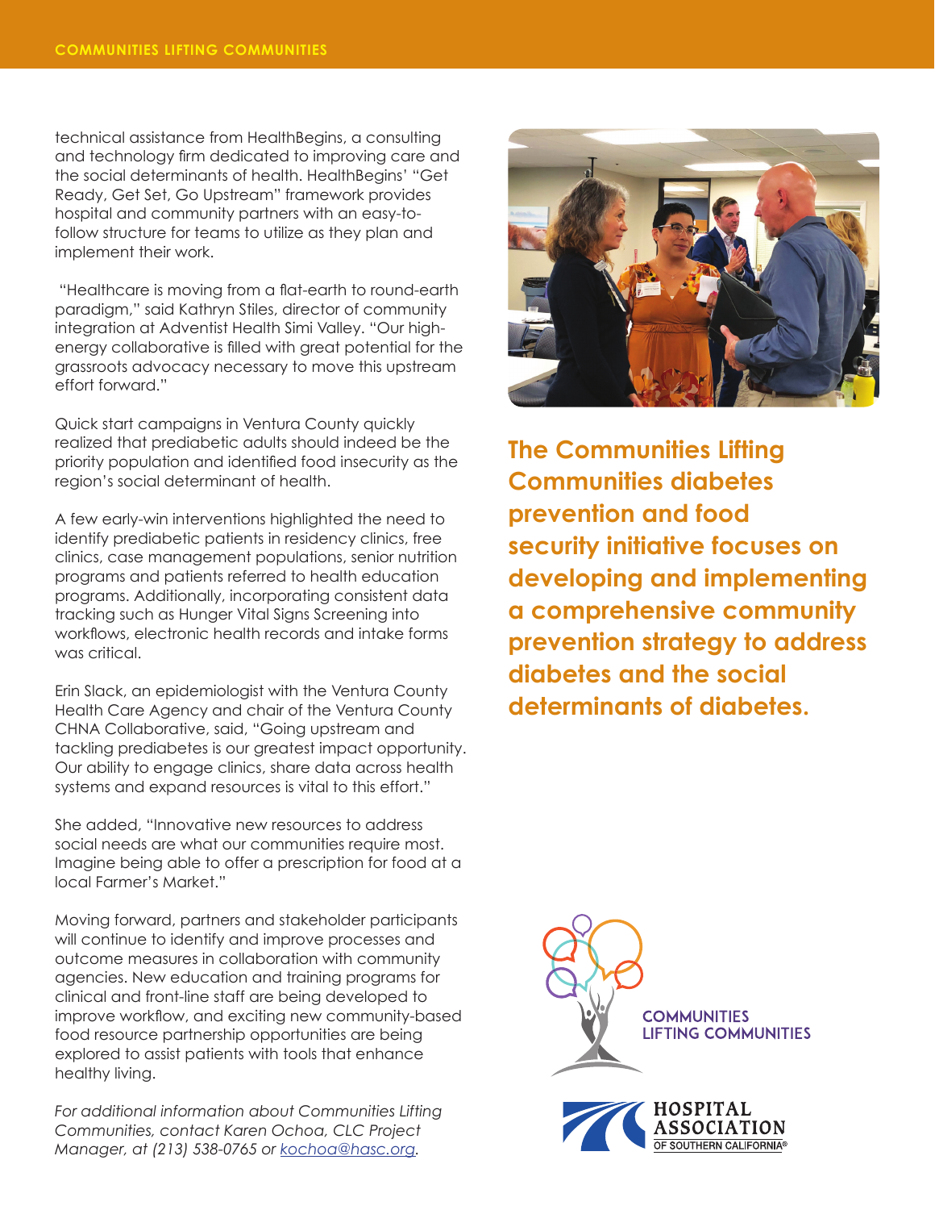technical assistance from HealthBegins, a consulting and technology firm dedicated to improving care and the social determinants of health. HealthBegins' "Get Ready, Get Set, Go Upstream" framework provides hospital and community partners with an easy-to-follow structure for teams to utilize as they plan and implement their work.

"Healthcare is moving from a flat-earth to round-earth paradigm," said Kathryn Stiles, director of community integration at Adventist Health Simi Valley. "Our high-energy collaborative is filled with great potential for the grassroots advocacy necessary to move this upstream effort forward."

Quick start campaigns in Ventura County quickly realized that prediabetic adults should indeed be the priority population and identified food insecurity as the region's social determinant of health.

A few early-win interventions highlighted the need to identify prediabetic patients in residency clinics, free clinics, case management populations, senior nutrition programs and patients referred to health education programs. Additionally, incorporating consistent data tracking such as Hunger Vital Signs Screening into workflows, electronic health records and intake forms was critical.

Erin Slack, an epidemiologist with the Ventura County Health Care Agency and chair of the Ventura County CHNA Collaborative, said, "Going upstream and tackling prediabetes is our greatest impact opportunity. Our ability to engage clinics, share data across health systems and expand resources is vital to this effort."

She added, "Innovative new resources to address social needs are what our communities require most. Imagine being able to offer a prescription for food at a local Farmer's Market."

Moving forward, partners and stakeholder participants will continue to identify and improve processes and outcome measures in collaboration with community agencies. New education and training programs for clinical and front-line staff are being developed to improve workflow, and exciting new community-based food resource partnership opportunities are being explored to assist patients with tools that enhance healthy living.

*For additional information about Communities Lifting Communities, contact Karen Ochoa, CLC Project Manager, at (213) 538-0765 or kochoa@hasc.org.*

**The Communities Lifting Communities diabetes prevention and food security initiative focuses on developing and implementing a comprehensive community prevention strategy to address diabetes and the social determinants of diabetes.**

COMMUNITIES LIFTING COMMUNITIES

HOSPITAL ASSOCIATION OF SOUTHERN CALIFORNIA®